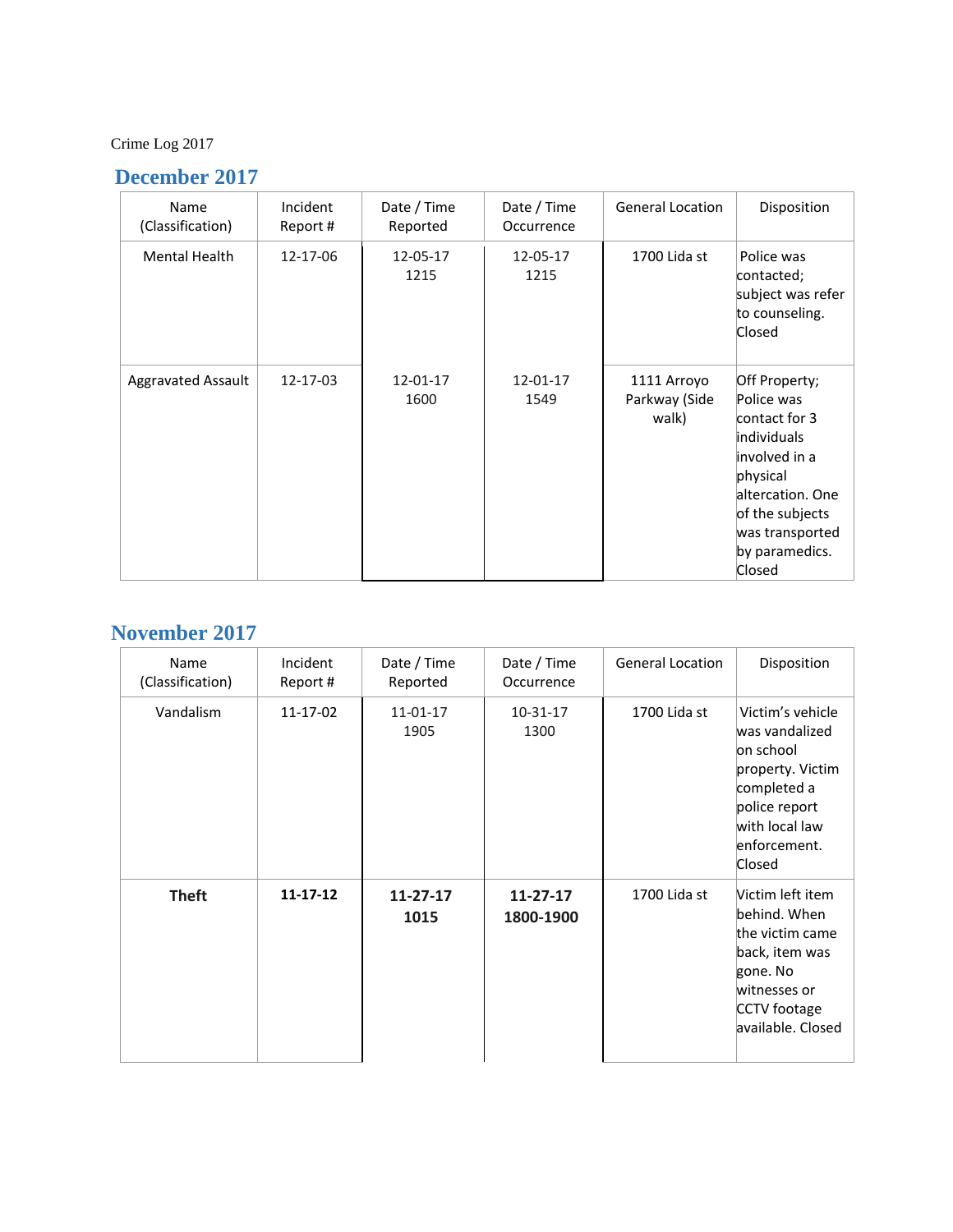Crime Log 2017

## December 2017

| Name (Classification) | Incident Report # | Date / Time Reported | Date / Time Occurrence | General Location | Disposition |
|---|---|---|---|---|---|
| Mental Health | 12-17-06 | 12-05-17  1215 | 12-05-17 1215 | 1700 Lida st | Police was contacted; subject was refer to counseling. Closed |
| Aggravated Assault | 12-17-03 | 12-01-17 1600 | 12-01-17 1549 | 1111 Arroyo Parkway (Side walk) | Off Property; Police was contact for 3 individuals involved in a physical altercation. One of the subjects was transported by paramedics. Closed |

## November 2017

| Name (Classification) | Incident Report # | Date / Time Reported | Date / Time Occurrence | General Location | Disposition |
|---|---|---|---|---|---|
| Vandalism | 11-17-02 | 11-01-17 1905 | 10-31-17 1300 | 1700 Lida st | Victim's vehicle was vandalized on school property. Victim completed a police report with local law enforcement. Closed |
| **Theft** | **11-17-12** | **11-27-17 1015** | **11-27-17 1800-1900** | 1700 Lida st | Victim left item behind. When the victim came back, item was gone. No witnesses or CCTV footage available. Closed |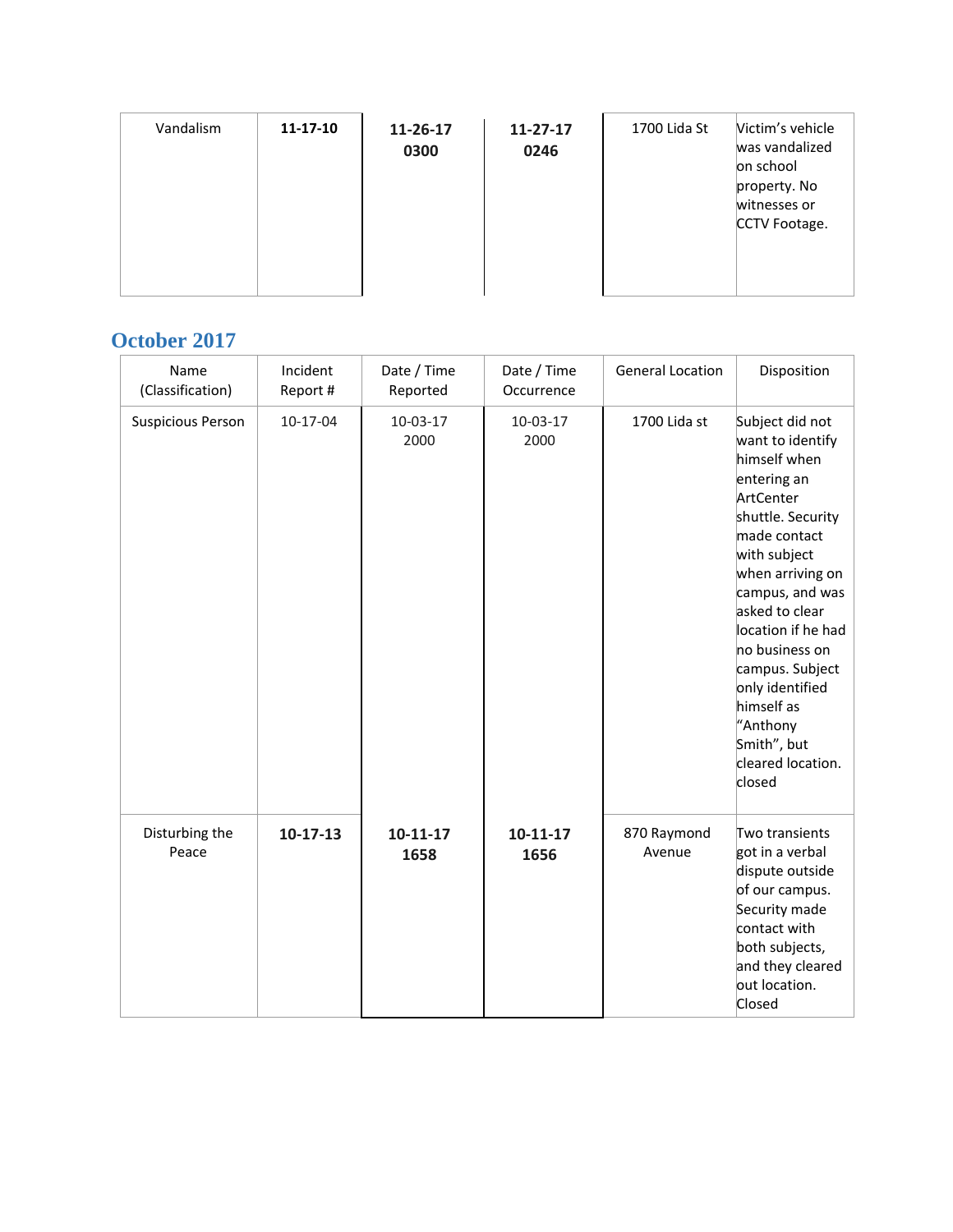| Vandalism | **11-17-10** | **11-26-17 0300** | **11-27-17 0246** | 1700 Lida St | Victim's vehicle was vandalized on school property. No witnesses or CCTV Footage. |
|---|---|---|---|---|---|

## October 2017

| Name (Classification) | Incident Report # | Date / Time Reported | Date / Time Occurrence | General Location | Disposition |
|---|---|---|---|---|---|
| Suspicious Person | 10-17-04 | 10-03-17 2000 | 10-03-17 2000 | 1700 Lida st | Subject did not want to identify himself when entering an ArtCenter shuttle. Security made contact with subject when arriving on campus, and was asked to clear location if he had no business on campus. Subject only identified himself as "Anthony Smith", but cleared location. closed |
| Disturbing the Peace | **10-17-13** | **10-11-17 1658** | **10-11-17 1656** | 870 Raymond Avenue | Two transients got in a verbal dispute outside of our campus. Security made contact with both subjects, and they cleared out location. Closed |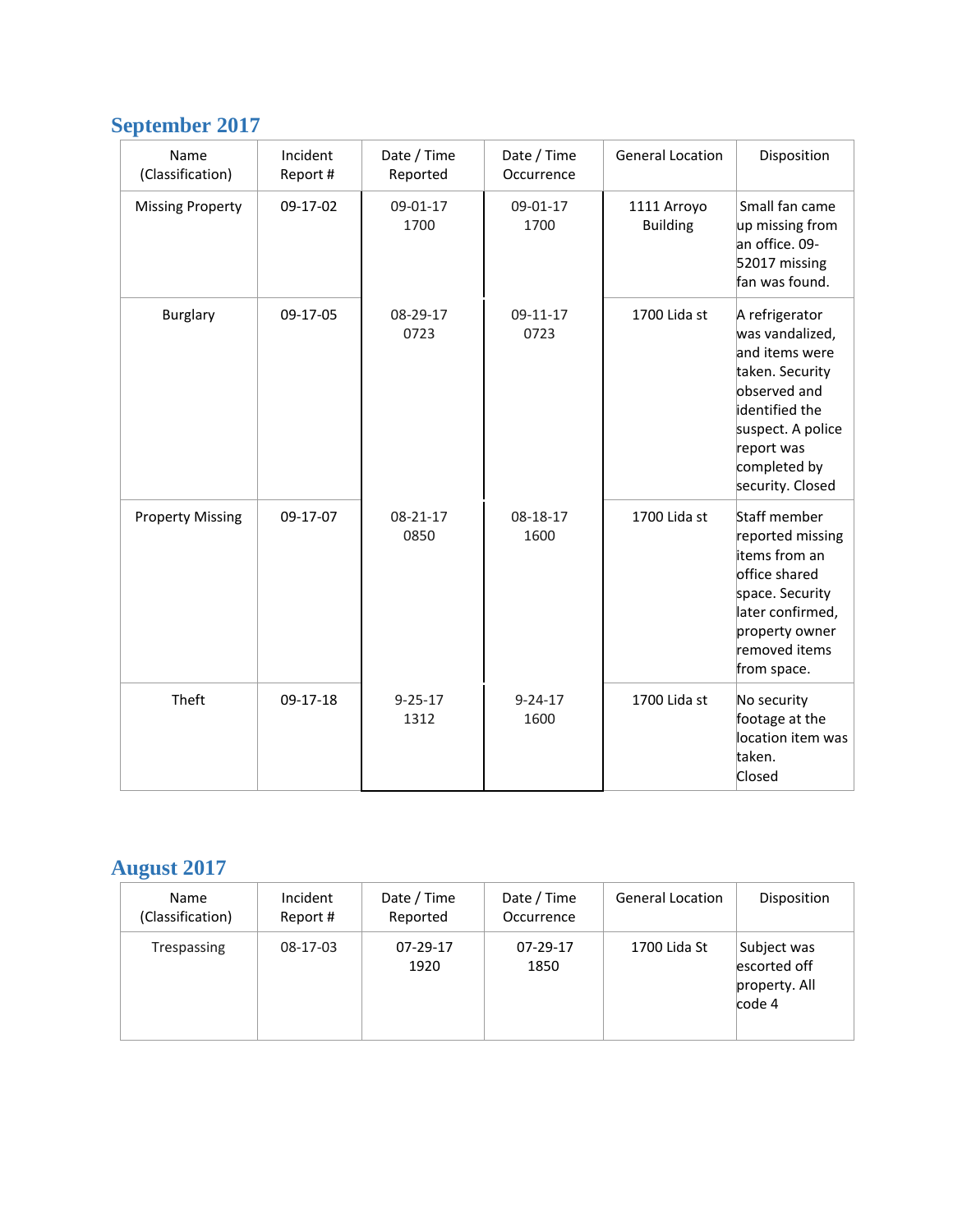## September 2017

| Name (Classification) | Incident Report # | Date / Time Reported | Date / Time Occurrence | General Location | Disposition |
|---|---|---|---|---|---|
| Missing Property | 09-17-02 | 09-01-17 1700 | 09-01-17 1700 | 1111 Arroyo Building | Small fan came up missing from an office. 09-52017 missing fan was found. |
| Burglary | 09-17-05 | 08-29-17 0723 | 09-11-17 0723 | 1700 Lida st | A refrigerator was vandalized, and items were taken. Security observed and identified the suspect. A police report was completed by security. Closed |
| Property Missing | 09-17-07 | 08-21-17 0850 | 08-18-17 1600 | 1700 Lida st | Staff member reported missing items from an office shared space. Security later confirmed, property owner removed items from space. |
| Theft | 09-17-18 | 9-25-17 1312 | 9-24-17 1600 | 1700 Lida st | No security footage at the location item was taken. Closed |

## August 2017

| Name (Classification) | Incident Report # | Date / Time Reported | Date / Time Occurrence | General Location | Disposition |
|---|---|---|---|---|---|
| Trespassing | 08-17-03 | 07-29-17 1920 | 07-29-17 1850 | 1700 Lida St | Subject was escorted off property. All code 4 |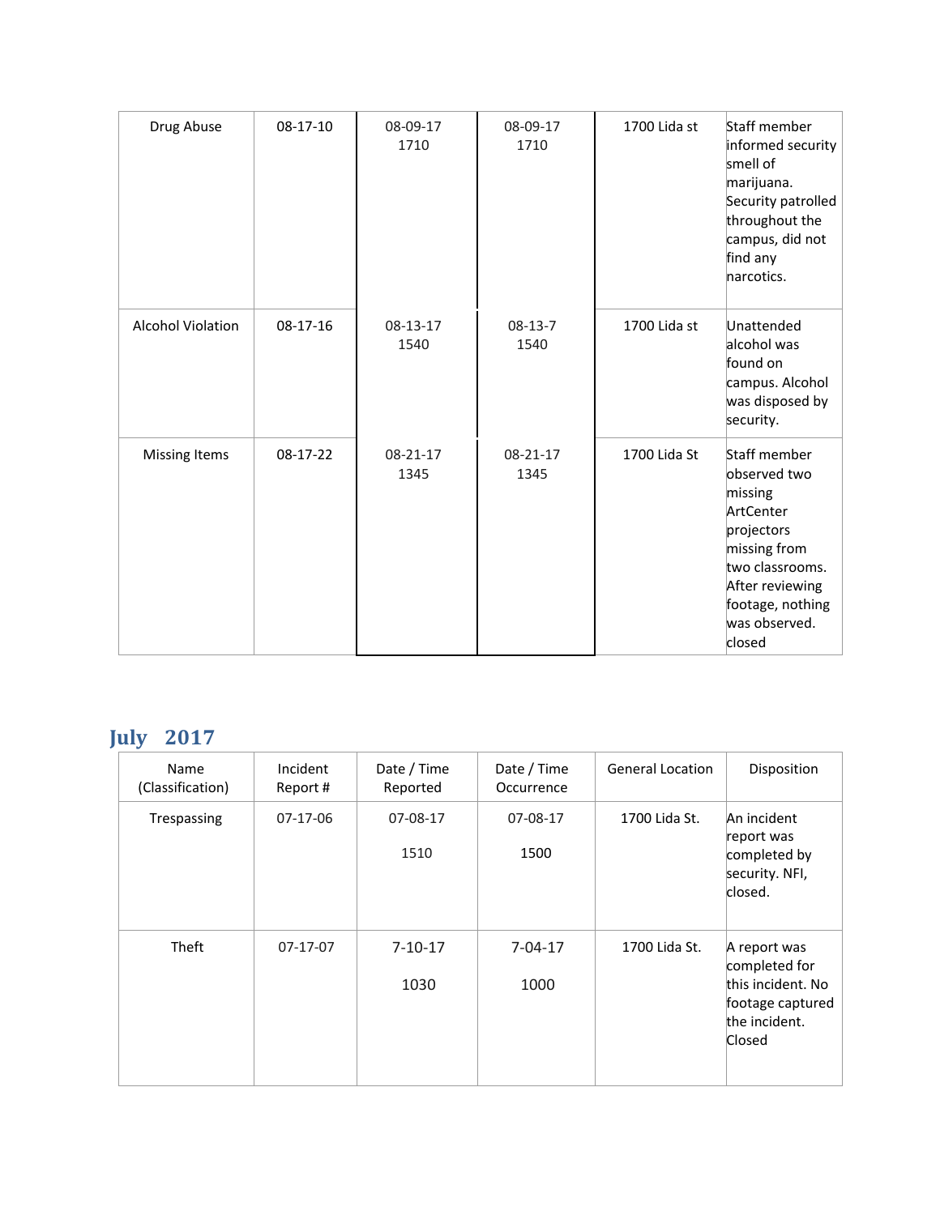| | | | | | |
|---|---|---|---|---|---|
| Drug Abuse | 08-17-10 | 08-09-17 1710 | 08-09-17 1710 | 1700 Lida st | Staff member informed security smell of marijuana. Security patrolled throughout the campus, did not find any narcotics. |
| Alcohol Violation | 08-17-16 | 08-13-17 1540 | 08-13-7 1540 | 1700 Lida st | Unattended alcohol was found on campus. Alcohol was disposed by security. |
| Missing Items | 08-17-22 | 08-21-17 1345 | 08-21-17 1345 | 1700 Lida St | Staff member observed two missing ArtCenter projectors missing from two classrooms. After reviewing footage, nothing was observed. closed |

## July 2017

| Name (Classification) | Incident Report # | Date / Time Reported | Date / Time Occurrence | General Location | Disposition |
|---|---|---|---|---|---|
| Trespassing | 07-17-06 | 07-08-17 1510 | 07-08-17 1500 | 1700 Lida St. | An incident report was completed by security. NFI, closed. |
| Theft | 07-17-07 | 7-10-17 1030 | 7-04-17 1000 | 1700 Lida St. | A report was completed for this incident. No footage captured the incident. Closed |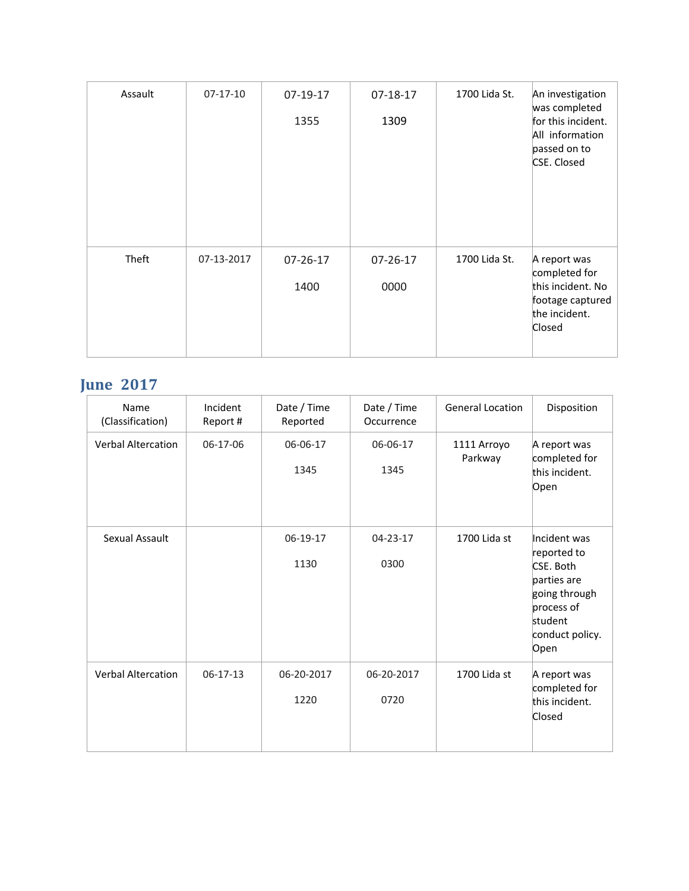| Assault | 07-17-10 | 07-19-17 1355 | 07-18-17 1309 | 1700 Lida St. | An investigation was completed for this incident. All information passed on to CSE. Closed |
|---|---|---|---|---|---|
| Theft | 07-13-2017 | 07-26-17 1400 | 07-26-17 0000 | 1700 Lida St. | A report was completed for this incident. No footage captured the incident. Closed |

## June 2017

| Name (Classification) | Incident Report # | Date / Time Reported | Date / Time Occurrence | General Location | Disposition |
|---|---|---|---|---|---|
| Verbal Altercation | 06-17-06 | 06-06-17 1345 | 06-06-17 1345 | 1111 Arroyo Parkway | A report was completed for this incident. Open |
| Sexual Assault | | 06-19-17 1130 | 04-23-17 0300 | 1700 Lida st | Incident was reported to CSE. Both parties are going through process of student conduct policy. Open |
| Verbal Altercation | 06-17-13 | 06-20-2017 1220 | 06-20-2017 0720 | 1700 Lida st | A report was completed for this incident. Closed |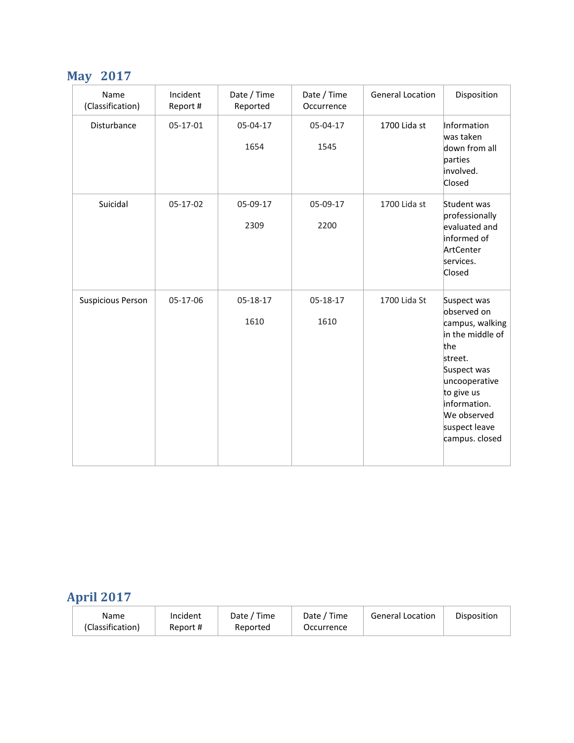## May 2017

| Name (Classification) | Incident Report # | Date / Time Reported | Date / Time Occurrence | General Location | Disposition |
|---|---|---|---|---|---|
| Disturbance | 05-17-01 | 05-04-17 1654 | 05-04-17 1545 | 1700 Lida st | Information was taken down from all parties involved. Closed |
| Suicidal | 05-17-02 | 05-09-17 2309 | 05-09-17 2200 | 1700 Lida st | Student was professionally evaluated and informed of ArtCenter services. Closed |
| Suspicious Person | 05-17-06 | 05-18-17 1610 | 05-18-17 1610 | 1700 Lida St | Suspect was observed on campus, walking in the middle of the street. Suspect was uncooperative to give us information. We observed suspect leave campus. closed |

## April 2017

| Name (Classification) | Incident Report # | Date / Time Reported | Date / Time Occurrence | General Location | Disposition |
|---|---|---|---|---|---|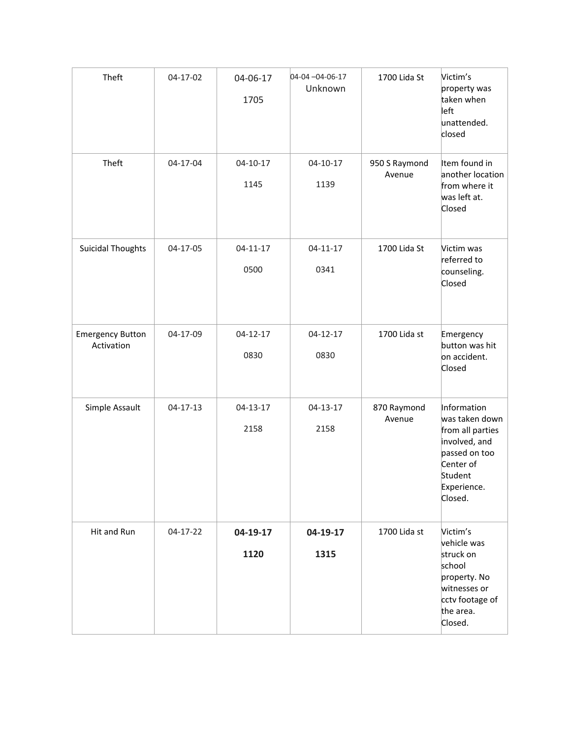| Theft | 04-17-02 | 04-06-17 1705 | 04-04 –04-06-17 Unknown | 1700 Lida St | Victim's property was taken when left unattended. closed |
|---|---|---|---|---|---|
| Theft | 04-17-04 | 04-10-17 1145 | 04-10-17 1139 | 950 S Raymond Avenue | Item found in another location from where it was left at. Closed |
| Suicidal Thoughts | 04-17-05 | 04-11-17 0500 | 04-11-17 0341 | 1700 Lida St | Victim was referred to counseling. Closed |
| Emergency Button Activation | 04-17-09 | 04-12-17 0830 | 04-12-17 0830 | 1700 Lida st | Emergency button was hit on accident. Closed |
| Simple Assault | 04-17-13 | 04-13-17 2158 | 04-13-17 2158 | 870 Raymond Avenue | Information was taken down from all parties involved, and passed on too Center of Student Experience. Closed. |
| Hit and Run | 04-17-22 | **04-19-17 1120** | **04-19-17 1315** | 1700 Lida st | Victim's vehicle was struck on school property. No witnesses or cctv footage of the area. Closed. |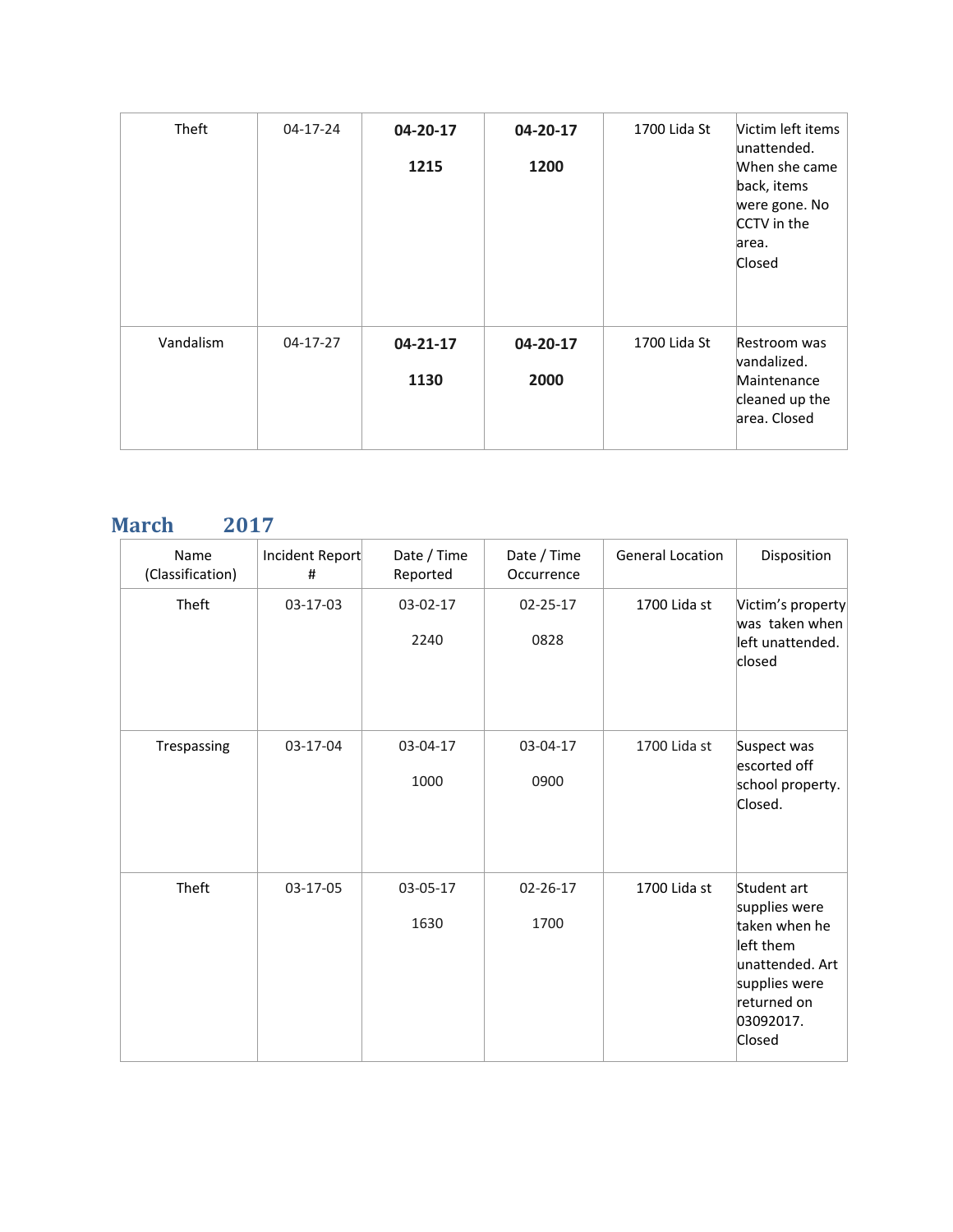| Theft | 04-17-24 | **04-20-17** **1215** | **04-20-17** **1200** | 1700 Lida St | Victim left items unattended. When she came back, items were gone. No CCTV in the area. Closed |
|---|---|---|---|---|---|
| Vandalism | 04-17-27 | **04-21-17** **1130** | **04-20-17** **2000** | 1700 Lida St | Restroom was vandalized. Maintenance cleaned up the area. Closed |

## March 2017

| Name (Classification) | Incident Report # | Date / Time Reported | Date / Time Occurrence | General Location | Disposition |
|---|---|---|---|---|---|
| Theft | 03-17-03 | 03-02-17 2240 | 02-25-17 0828 | 1700 Lida st | Victim's property was taken when left unattended. closed |
| Trespassing | 03-17-04 | 03-04-17 1000 | 03-04-17 0900 | 1700 Lida st | Suspect was escorted off school property. Closed. |
| Theft | 03-17-05 | 03-05-17 1630 | 02-26-17 1700 | 1700 Lida st | Student art supplies were taken when he left them unattended. Art supplies were returned on 03092017. Closed |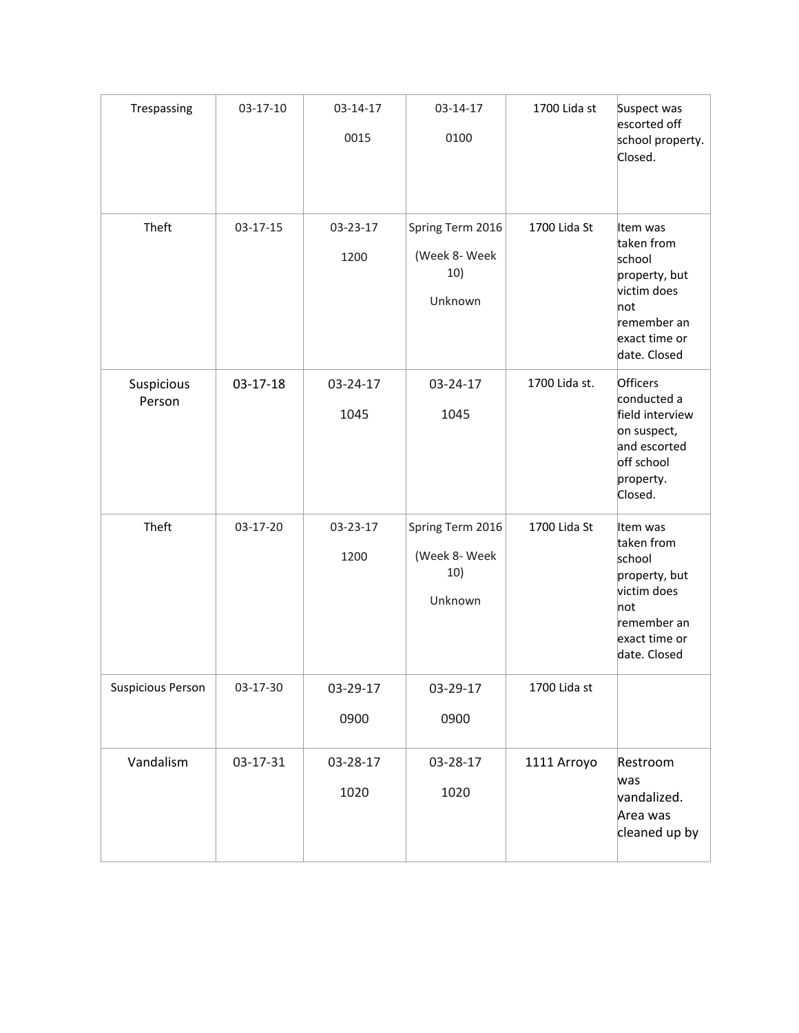| Trespassing | 03-17-10 | 03-14-17 0015 | 03-14-17 0100 | 1700 Lida st | Suspect was escorted off school property. Closed. |
|---|---|---|---|---|---|
| Theft | 03-17-15 | 03-23-17 1200 | Spring Term 2016 (Week 8- Week 10) Unknown | 1700 Lida St | Item was taken from school property, but victim does not remember an exact time or date. Closed |
| Suspicious Person | 03-17-18 | 03-24-17 1045 | 03-24-17 1045 | 1700 Lida st. | Officers conducted a field interview on suspect, and escorted off school property. Closed. |
| Theft | 03-17-20 | 03-23-17 1200 | Spring Term 2016 (Week 8- Week 10) Unknown | 1700 Lida St | Item was taken from school property, but victim does not remember an exact time or date. Closed |
| Suspicious Person | 03-17-30 | 03-29-17 0900 | 03-29-17 0900 | 1700 Lida st | |
| Vandalism | 03-17-31 | 03-28-17 1020 | 03-28-17 1020 | 1111 Arroyo | Restroom was vandalized. Area was cleaned up by |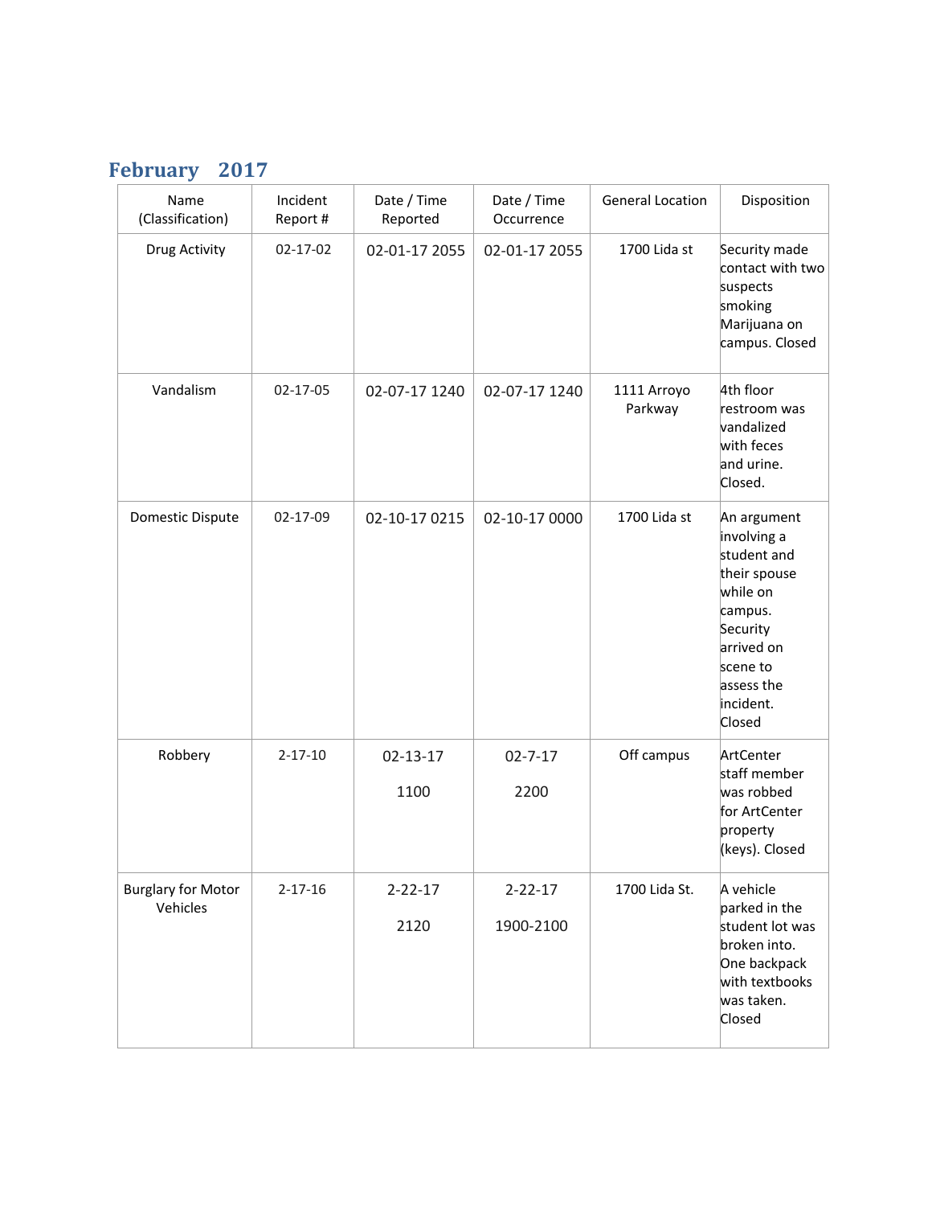## February 2017

| Name (Classification) | Incident Report # | Date / Time Reported | Date / Time Occurrence | General Location | Disposition |
|---|---|---|---|---|---|
| Drug Activity | 02-17-02 | 02-01-17 2055 | 02-01-17 2055 | 1700 Lida st | Security made contact with two suspects smoking Marijuana on campus. Closed |
| Vandalism | 02-17-05 | 02-07-17 1240 | 02-07-17 1240 | 1111 Arroyo Parkway | 4th floor restroom was vandalized with feces and urine. Closed. |
| Domestic Dispute | 02-17-09 | 02-10-17 0215 | 02-10-17 0000 | 1700 Lida st | An argument involving a student and their spouse while on campus. Security arrived on scene to assess the incident. Closed |
| Robbery | 2-17-10 | 02-13-17 1100 | 02-7-17 2200 | Off campus | ArtCenter staff member was robbed for ArtCenter property (keys). Closed |
| Burglary for Motor Vehicles | 2-17-16 | 2-22-17 2120 | 2-22-17 1900-2100 | 1700 Lida St. | A vehicle parked in the student lot was broken into. One backpack with textbooks was taken. Closed |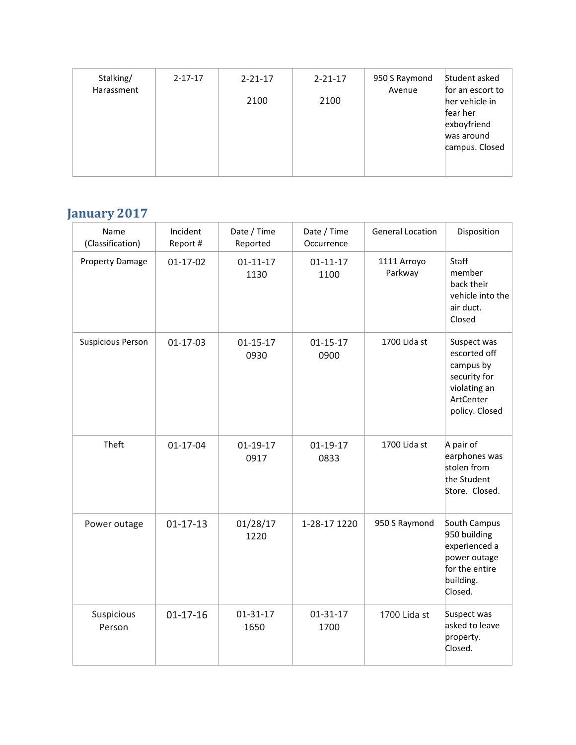| | | | | | |
|---|---|---|---|---|---|
| Stalking/ Harassment | 2-17-17 | 2-21-17 2100 | 2-21-17 2100 | 950 S Raymond Avenue | Student asked for an escort to her vehicle in fear her exboyfriend was around campus. Closed |

## January 2017

| Name (Classification) | Incident Report # | Date / Time Reported | Date / Time Occurrence | General Location | Disposition |
|---|---|---|---|---|---|
| Property Damage | 01-17-02 | 01-11-17 1130 | 01-11-17 1100 | 1111 Arroyo Parkway | Staff member back their vehicle into the air duct. Closed |
| Suspicious Person | 01-17-03 | 01-15-17 0930 | 01-15-17 0900 | 1700 Lida st | Suspect was escorted off campus by security for violating an ArtCenter policy. Closed |
| Theft | 01-17-04 | 01-19-17 0917 | 01-19-17 0833 | 1700 Lida st | A pair of earphones was stolen from the Student Store. Closed. |
| Power outage | 01-17-13 | 01/28/17 1220 | 1-28-17 1220 | 950 S Raymond | South Campus 950 building experienced a power outage for the entire building. Closed. |
| Suspicious Person | 01-17-16 | 01-31-17 1650 | 01-31-17 1700 | 1700 Lida st | Suspect was asked to leave property. Closed. |